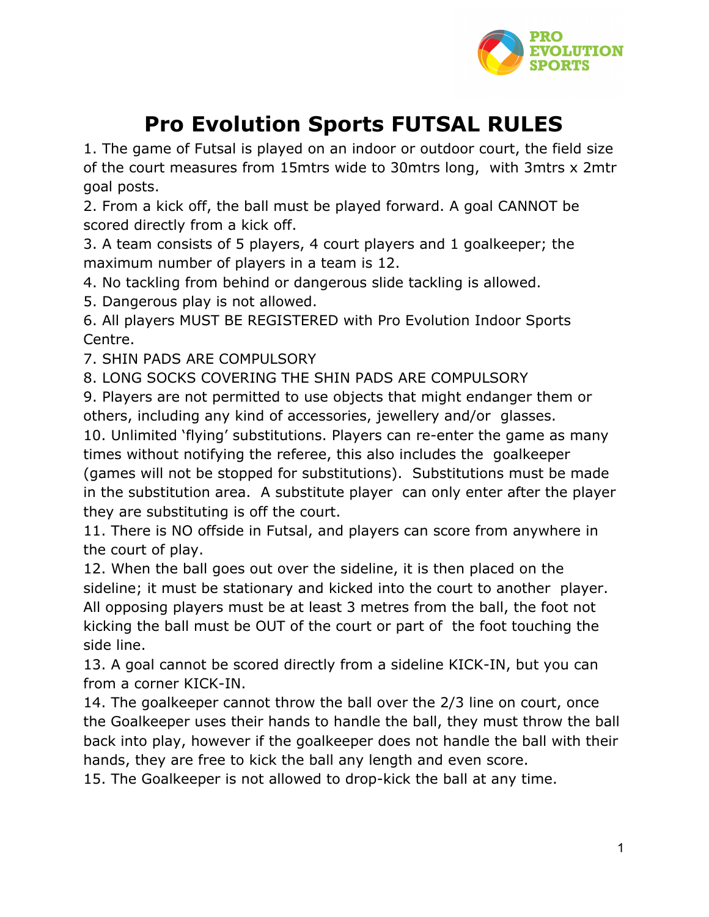# Pro Evolution Sports FUTSAL RULES

1. The game of Futsal is played on an indoor or outdoor court, the field size of the court measures from 15mtrs wide to 30mtrs long, with 3mtrs x 2mtr goal posts.
2. From a kick off, the ball must be played forward. A goal CANNOT be scored directly from a kick off.
3. A team consists of 5 players, 4 court players and 1 goalkeeper; the maximum number of players in a team is 12.
4. No tackling from behind or dangerous slide tackling is allowed.
5. Dangerous play is not allowed.
6. All players MUST BE REGISTERED with Pro Evolution Indoor Sports Centre.
7. SHIN PADS ARE COMPULSORY
8. LONG SOCKS COVERING THE SHIN PADS ARE COMPULSORY
9. Players are not permitted to use objects that might endanger them or others, including any kind of accessories, jewellery and/or glasses.
10. Unlimited 'flying' substitutions. Players can re-enter the game as many times without notifying the referee, this also includes the goalkeeper (games will not be stopped for substitutions). Substitutions must be made in the substitution area. A substitute player can only enter after the player they are substituting is off the court.
11. There is NO offside in Futsal, and players can score from anywhere in the court of play.
12. When the ball goes out over the sideline, it is then placed on the sideline; it must be stationary and kicked into the court to another player. All opposing players must be at least 3 metres from the ball, the foot not kicking the ball must be OUT of the court or part of the foot touching the side line.
13. A goal cannot be scored directly from a sideline KICK-IN, but you can from a corner KICK-IN.
14. The goalkeeper cannot throw the ball over the 2/3 line on court, once the Goalkeeper uses their hands to handle the ball, they must throw the ball back into play, however if the goalkeeper does not handle the ball with their hands, they are free to kick the ball any length and even score.
15. The Goalkeeper is not allowed to drop-kick the ball at any time.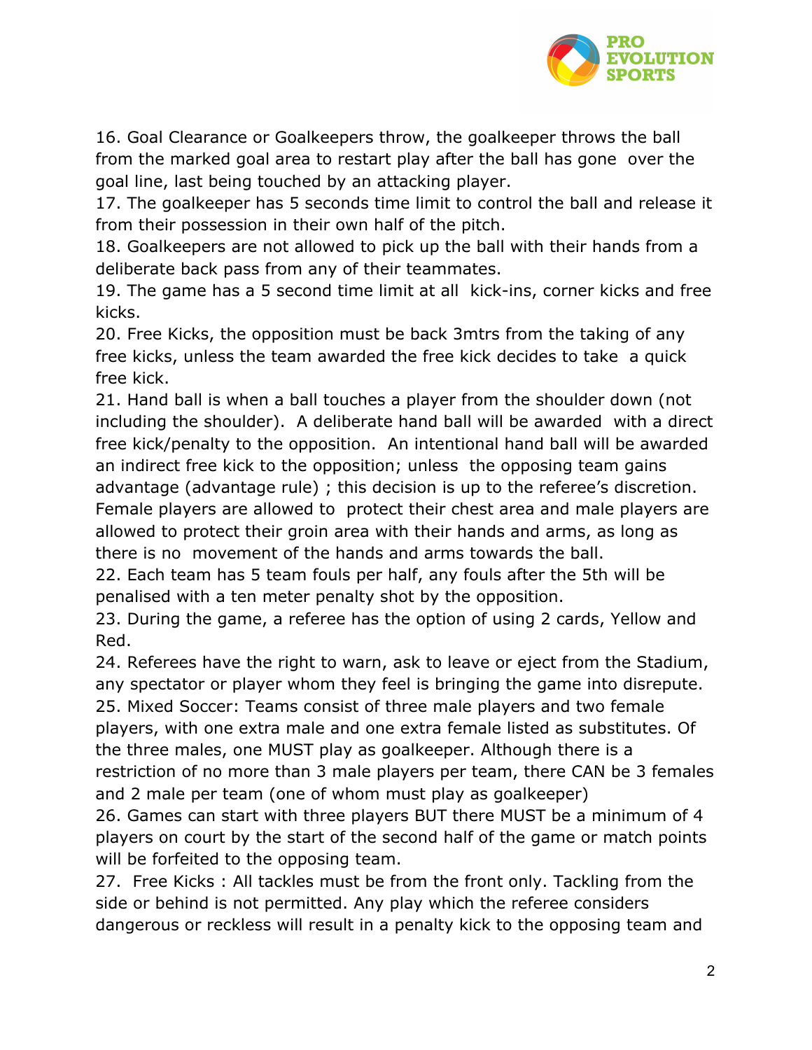16. Goal Clearance or Goalkeepers throw, the goalkeeper throws the ball from the marked goal area to restart play after the ball has gone over the goal line, last being touched by an attacking player.
17. The goalkeeper has 5 seconds time limit to control the ball and release it from their possession in their own half of the pitch.
18. Goalkeepers are not allowed to pick up the ball with their hands from a deliberate back pass from any of their teammates.
19. The game has a 5 second time limit at all kick-ins, corner kicks and free kicks.
20. Free Kicks, the opposition must be back 3mtrs from the taking of any free kicks, unless the team awarded the free kick decides to take a quick free kick.
21. Hand ball is when a ball touches a player from the shoulder down (not including the shoulder). A deliberate hand ball will be awarded with a direct free kick/penalty to the opposition. An intentional hand ball will be awarded an indirect free kick to the opposition; unless the opposing team gains advantage (advantage rule) ; this decision is up to the referee's discretion. Female players are allowed to protect their chest area and male players are allowed to protect their groin area with their hands and arms, as long as there is no movement of the hands and arms towards the ball.
22. Each team has 5 team fouls per half, any fouls after the 5th will be penalised with a ten meter penalty shot by the opposition.
23. During the game, a referee has the option of using 2 cards, Yellow and Red.
24. Referees have the right to warn, ask to leave or eject from the Stadium, any spectator or player whom they feel is bringing the game into disrepute.
25. Mixed Soccer: Teams consist of three male players and two female players, with one extra male and one extra female listed as substitutes. Of the three males, one MUST play as goalkeeper. Although there is a restriction of no more than 3 male players per team, there CAN be 3 females and 2 male per team (one of whom must play as goalkeeper)
26. Games can start with three players BUT there MUST be a minimum of 4 players on court by the start of the second half of the game or match points will be forfeited to the opposing team.
27. Free Kicks : All tackles must be from the front only. Tackling from the side or behind is not permitted. Any play which the referee considers dangerous or reckless will result in a penalty kick to the opposing team and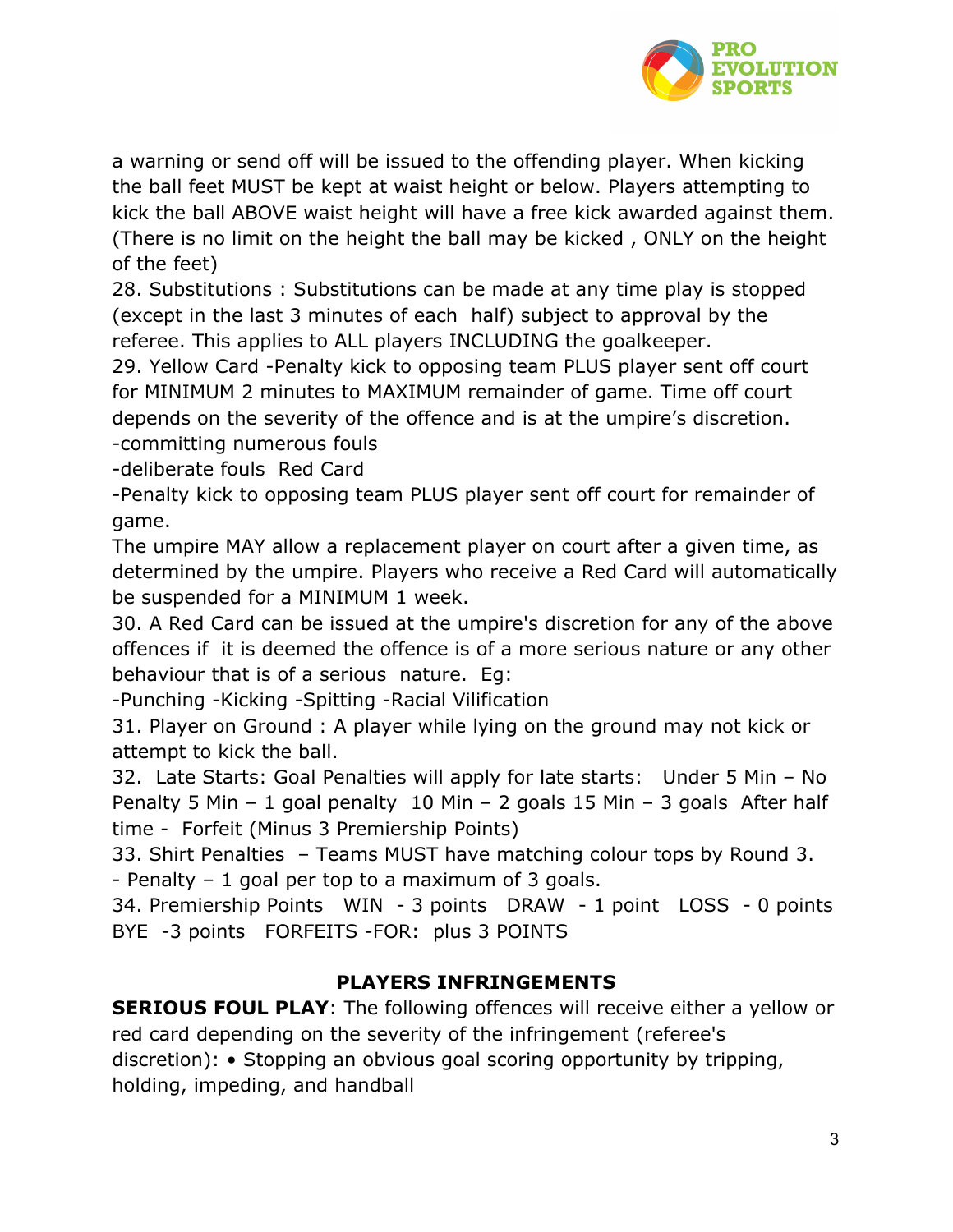a warning or send off will be issued to the offending player. When kicking the ball feet MUST be kept at waist height or below. Players attempting to kick the ball ABOVE waist height will have a free kick awarded against them. (There is no limit on the height the ball may be kicked , ONLY on the height of the feet)

28. Substitutions : Substitutions can be made at any time play is stopped (except in the last 3 minutes of each half) subject to approval by the referee. This applies to ALL players INCLUDING the goalkeeper.

29. Yellow Card -Penalty kick to opposing team PLUS player sent off court for MINIMUM 2 minutes to MAXIMUM remainder of game. Time off court depends on the severity of the offence and is at the umpire's discretion.
-committing numerous fouls
-deliberate fouls Red Card
-Penalty kick to opposing team PLUS player sent off court for remainder of game.
The umpire MAY allow a replacement player on court after a given time, as determined by the umpire. Players who receive a Red Card will automatically be suspended for a MINIMUM 1 week.

30. A Red Card can be issued at the umpire's discretion for any of the above offences if it is deemed the offence is of a more serious nature or any other behaviour that is of a serious nature. Eg:
-Punching -Kicking -Spitting -Racial Vilification

31. Player on Ground : A player while lying on the ground may not kick or attempt to kick the ball.

32. Late Starts: Goal Penalties will apply for late starts: Under 5 Min – No Penalty 5 Min – 1 goal penalty 10 Min – 2 goals 15 Min – 3 goals After half time - Forfeit (Minus 3 Premiership Points)

33. Shirt Penalties – Teams MUST have matching colour tops by Round 3.
- Penalty – 1 goal per top to a maximum of 3 goals.

34. Premiership Points WIN - 3 points DRAW - 1 point LOSS - 0 points BYE -3 points FORFEITS -FOR: plus 3 POINTS

## PLAYERS INFRINGEMENTS

**SERIOUS FOUL PLAY**: The following offences will receive either a yellow or red card depending on the severity of the infringement (referee's discretion): • Stopping an obvious goal scoring opportunity by tripping, holding, impeding, and handball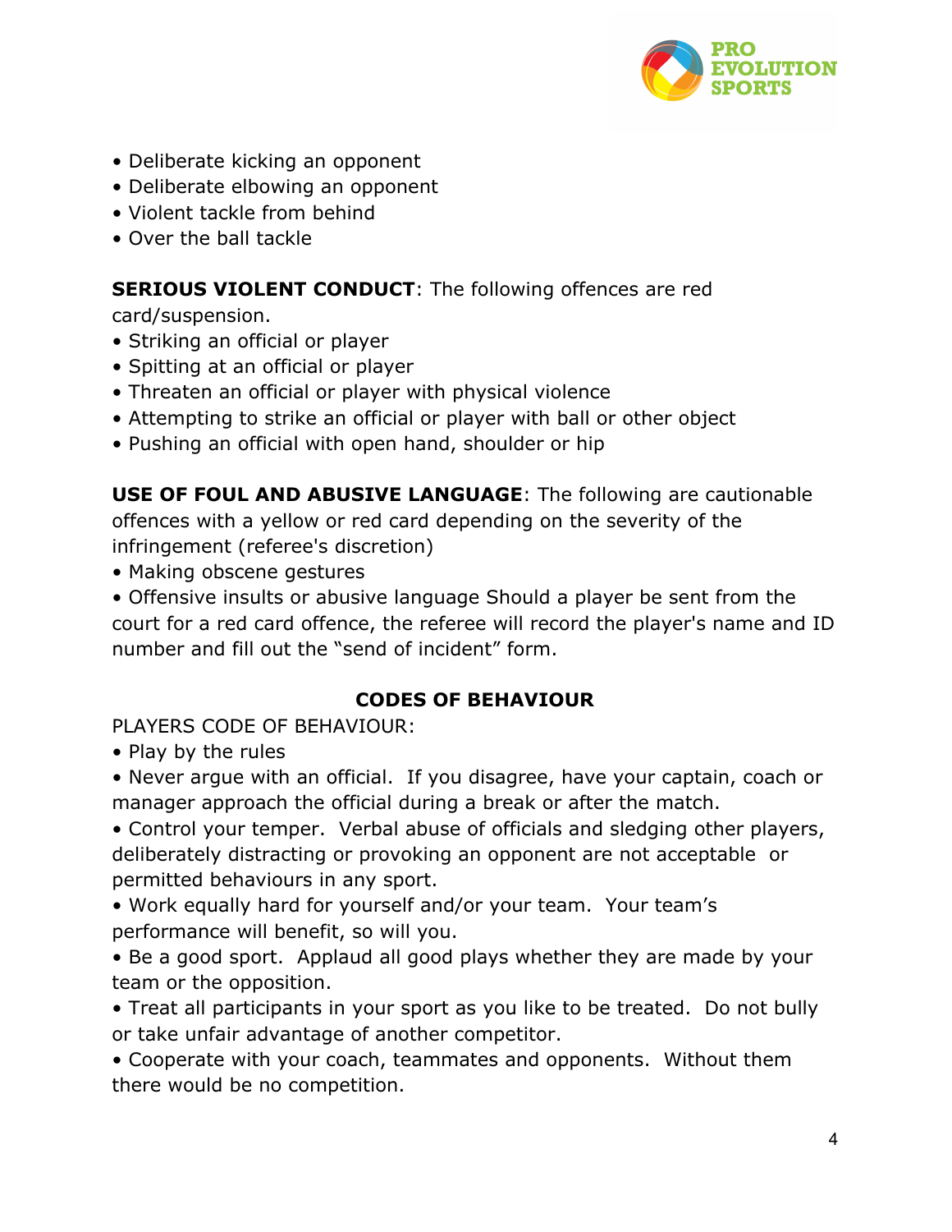- Deliberate kicking an opponent
- Deliberate elbowing an opponent
- Violent tackle from behind
- Over the ball tackle

**SERIOUS VIOLENT CONDUCT**: The following offences are red card/suspension.

- Striking an official or player
- Spitting at an official or player
- Threaten an official or player with physical violence
- Attempting to strike an official or player with ball or other object
- Pushing an official with open hand, shoulder or hip

**USE OF FOUL AND ABUSIVE LANGUAGE**: The following are cautionable offences with a yellow or red card depending on the severity of the infringement (referee's discretion)

- Making obscene gestures
- Offensive insults or abusive language Should a player be sent from the court for a red card offence, the referee will record the player's name and ID number and fill out the "send of incident" form.

## CODES OF BEHAVIOUR

PLAYERS CODE OF BEHAVIOUR:

- Play by the rules
- Never argue with an official. If you disagree, have your captain, coach or manager approach the official during a break or after the match.
- Control your temper. Verbal abuse of officials and sledging other players, deliberately distracting or provoking an opponent are not acceptable or permitted behaviours in any sport.
- Work equally hard for yourself and/or your team. Your team's performance will benefit, so will you.
- Be a good sport. Applaud all good plays whether they are made by your team or the opposition.
- Treat all participants in your sport as you like to be treated. Do not bully or take unfair advantage of another competitor.
- Cooperate with your coach, teammates and opponents. Without them there would be no competition.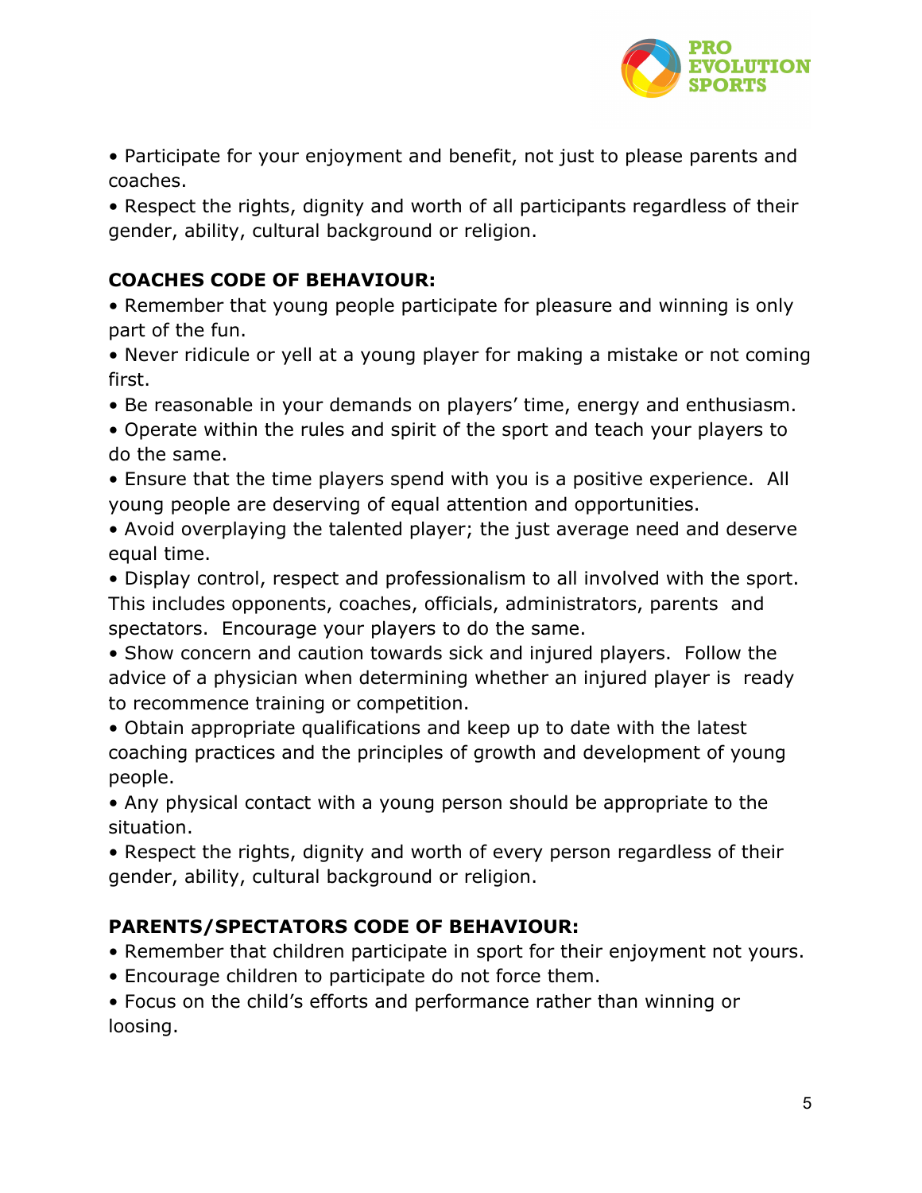- Participate for your enjoyment and benefit, not just to please parents and coaches.
- Respect the rights, dignity and worth of all participants regardless of their gender, ability, cultural background or religion.

**COACHES CODE OF BEHAVIOUR:**

- Remember that young people participate for pleasure and winning is only part of the fun.
- Never ridicule or yell at a young player for making a mistake or not coming first.
- Be reasonable in your demands on players' time, energy and enthusiasm.
- Operate within the rules and spirit of the sport and teach your players to do the same.
- Ensure that the time players spend with you is a positive experience. All young people are deserving of equal attention and opportunities.
- Avoid overplaying the talented player; the just average need and deserve equal time.
- Display control, respect and professionalism to all involved with the sport. This includes opponents, coaches, officials, administrators, parents and spectators. Encourage your players to do the same.
- Show concern and caution towards sick and injured players. Follow the advice of a physician when determining whether an injured player is ready to recommence training or competition.
- Obtain appropriate qualifications and keep up to date with the latest coaching practices and the principles of growth and development of young people.
- Any physical contact with a young person should be appropriate to the situation.
- Respect the rights, dignity and worth of every person regardless of their gender, ability, cultural background or religion.

**PARENTS/SPECTATORS CODE OF BEHAVIOUR:**

- Remember that children participate in sport for their enjoyment not yours.
- Encourage children to participate do not force them.
- Focus on the child's efforts and performance rather than winning or loosing.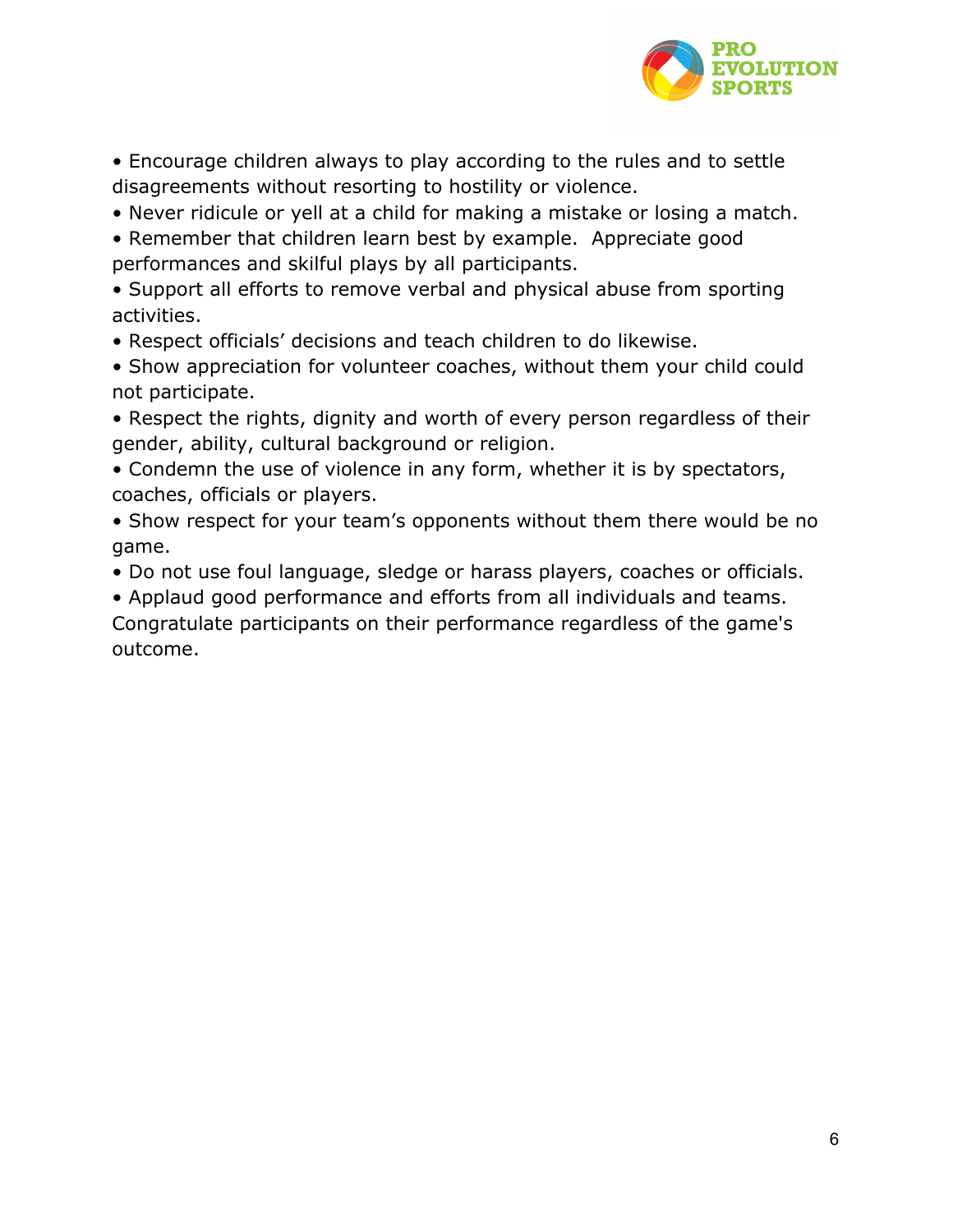- Encourage children always to play according to the rules and to settle disagreements without resorting to hostility or violence.
- Never ridicule or yell at a child for making a mistake or losing a match.
- Remember that children learn best by example. Appreciate good performances and skilful plays by all participants.
- Support all efforts to remove verbal and physical abuse from sporting activities.
- Respect officials' decisions and teach children to do likewise.
- Show appreciation for volunteer coaches, without them your child could not participate.
- Respect the rights, dignity and worth of every person regardless of their gender, ability, cultural background or religion.
- Condemn the use of violence in any form, whether it is by spectators, coaches, officials or players.
- Show respect for your team's opponents without them there would be no game.
- Do not use foul language, sledge or harass players, coaches or officials.
- Applaud good performance and efforts from all individuals and teams. Congratulate participants on their performance regardless of the game's outcome.